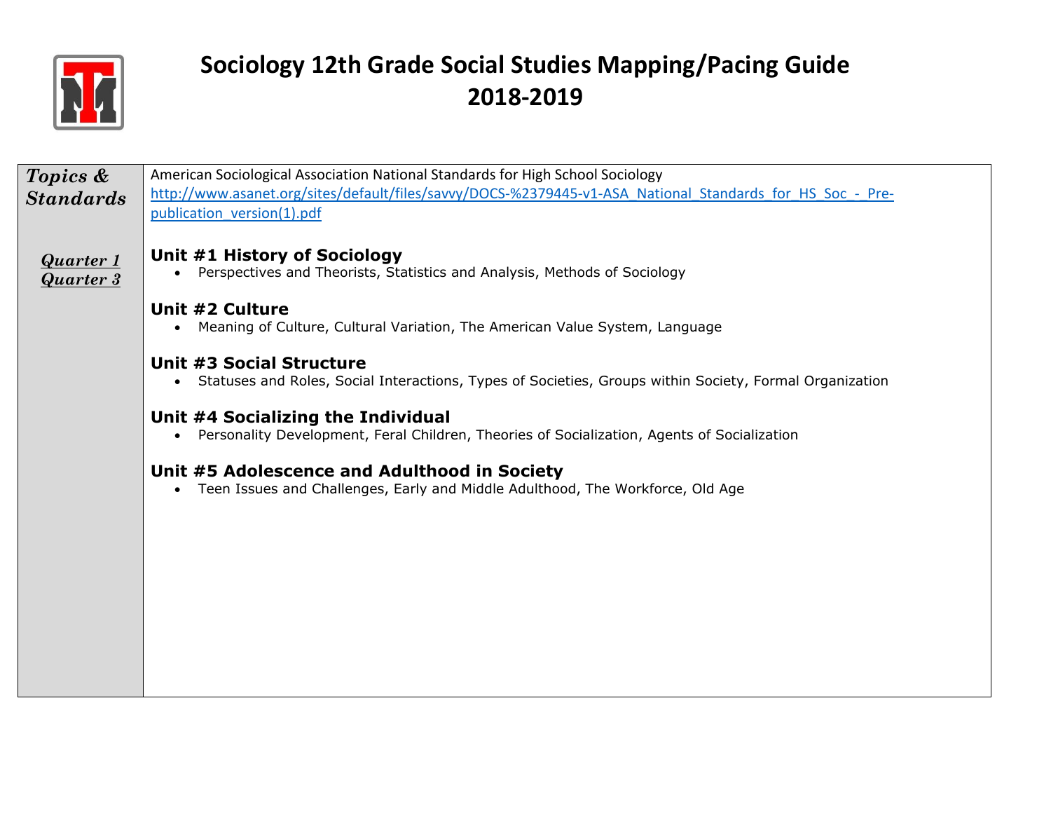# Sociology 12th Grade Social Studies Mapping/Pacing Guide
# 2018-2019

| Topics & Standards | American Sociological Association National Standards for High School Sociology<br>[http://www.asanet.org/sites/default/files/savvy/DOCS-%2379445-v1-ASA_National_Standards_for_HS_Soc_-_Pre-publication_version(1).pdf](http://www.asanet.org/sites/default/files/savvy/DOCS-%2379445-v1-ASA_National_Standards_for_HS_Soc_-_Pre-publication_version(1).pdf) |
|---|---|
| ***Quarter 1***<br>***Quarter 3*** | **Unit #1 History of Sociology**<br>• Perspectives and Theorists, Statistics and Analysis, Methods of Sociology<br><br>**Unit #2 Culture**<br>• Meaning of Culture, Cultural Variation, The American Value System, Language<br><br>**Unit #3 Social Structure**<br>• Statuses and Roles, Social Interactions, Types of Societies, Groups within Society, Formal Organization<br><br>**Unit #4 Socializing the Individual**<br>• Personality Development, Feral Children, Theories of Socialization, Agents of Socialization<br><br>**Unit #5 Adolescence and Adulthood in Society**<br>• Teen Issues and Challenges, Early and Middle Adulthood, The Workforce, Old Age |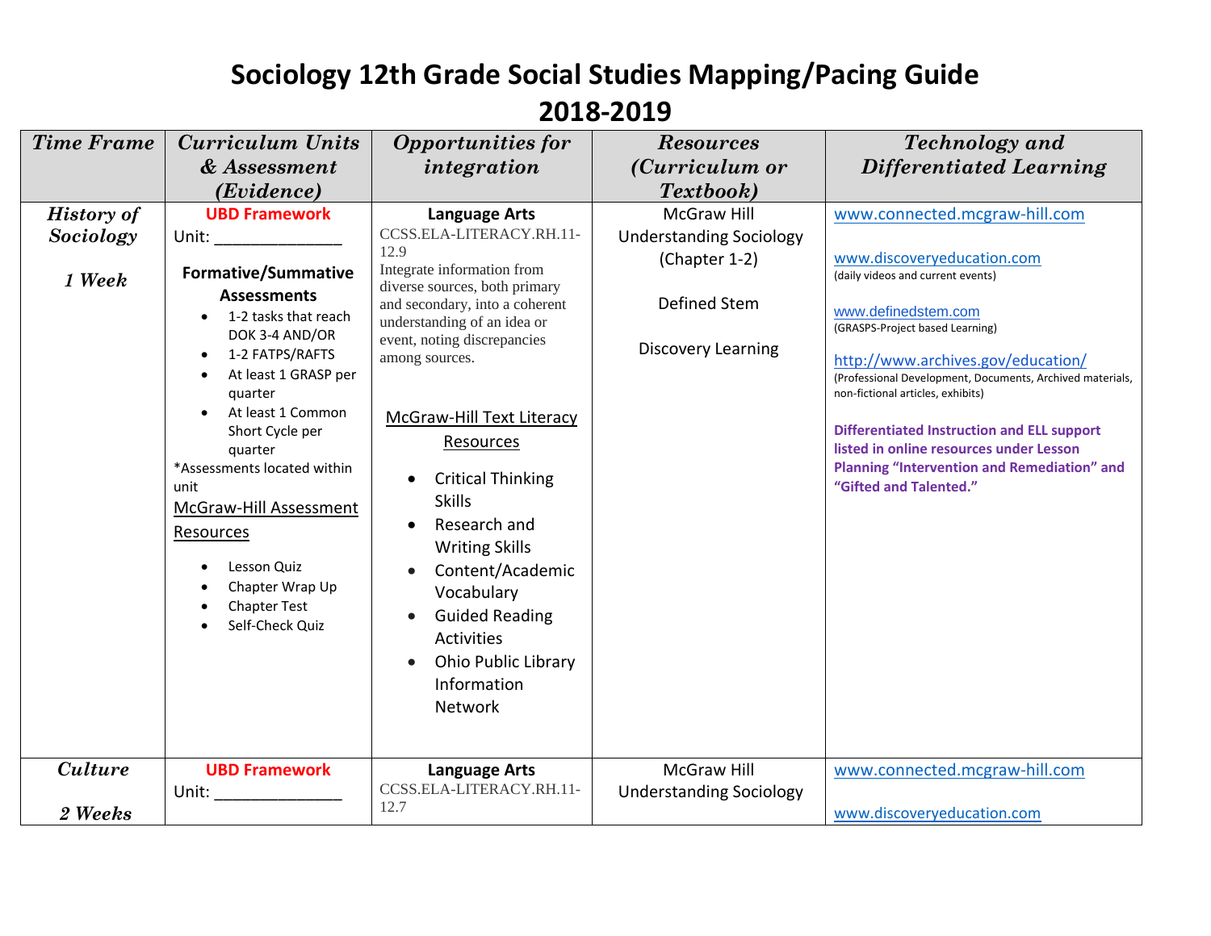# Sociology 12th Grade Social Studies Mapping/Pacing Guide 2018-2019

| *Time Frame* | *Curriculum Units & Assessment (Evidence)* | *Opportunities for integration* | *Resources (Curriculum or Textbook)* | *Technology and Differentiated Learning* |
|---|---|---|---|---|
| ***History of Sociology***<br><br>***1 Week*** | **UBD Framework**<br>Unit: ______________<br><br>**Formative/Summative Assessments**<br>• 1-2 tasks that reach DOK 3-4 AND/OR<br>• 1-2 FATPS/RAFTS<br>• At least 1 GRASP per quarter<br>• At least 1 Common Short Cycle per quarter<br>*Assessments located within unit<br><br>McGraw-Hill Assessment Resources<br>• Lesson Quiz<br>• Chapter Wrap Up<br>• Chapter Test<br>• Self-Check Quiz | **Language Arts**<br>CCSS.ELA-LITERACY.RH.11-12.9<br>Integrate information from diverse sources, both primary and secondary, into a coherent understanding of an idea or event, noting discrepancies among sources.<br><br>McGraw-Hill Text Literacy Resources<br>• Critical Thinking Skills<br>• Research and Writing Skills<br>• Content/Academic Vocabulary<br>• Guided Reading Activities<br>• Ohio Public Library Information Network | McGraw Hill Understanding Sociology (Chapter 1-2)<br><br>Defined Stem<br><br>Discovery Learning | www.connected.mcgraw-hill.com<br><br>www.discoveryeducation.com<br>(daily videos and current events)<br><br>www.definedstem.com<br>(GRASPS-Project based Learning)<br><br>http://www.archives.gov/education/<br>(Professional Development, Documents, Archived materials, non-fictional articles, exhibits)<br><br>**Differentiated Instruction and ELL support listed in online resources under Lesson Planning "Intervention and Remediation" and "Gifted and Talented."** |
| ***Culture***<br><br>***2 Weeks*** | **UBD Framework**<br>Unit: ______________ | **Language Arts**<br>CCSS.ELA-LITERACY.RH.11-12.7 | McGraw Hill Understanding Sociology | www.connected.mcgraw-hill.com<br><br>www.discoveryeducation.com |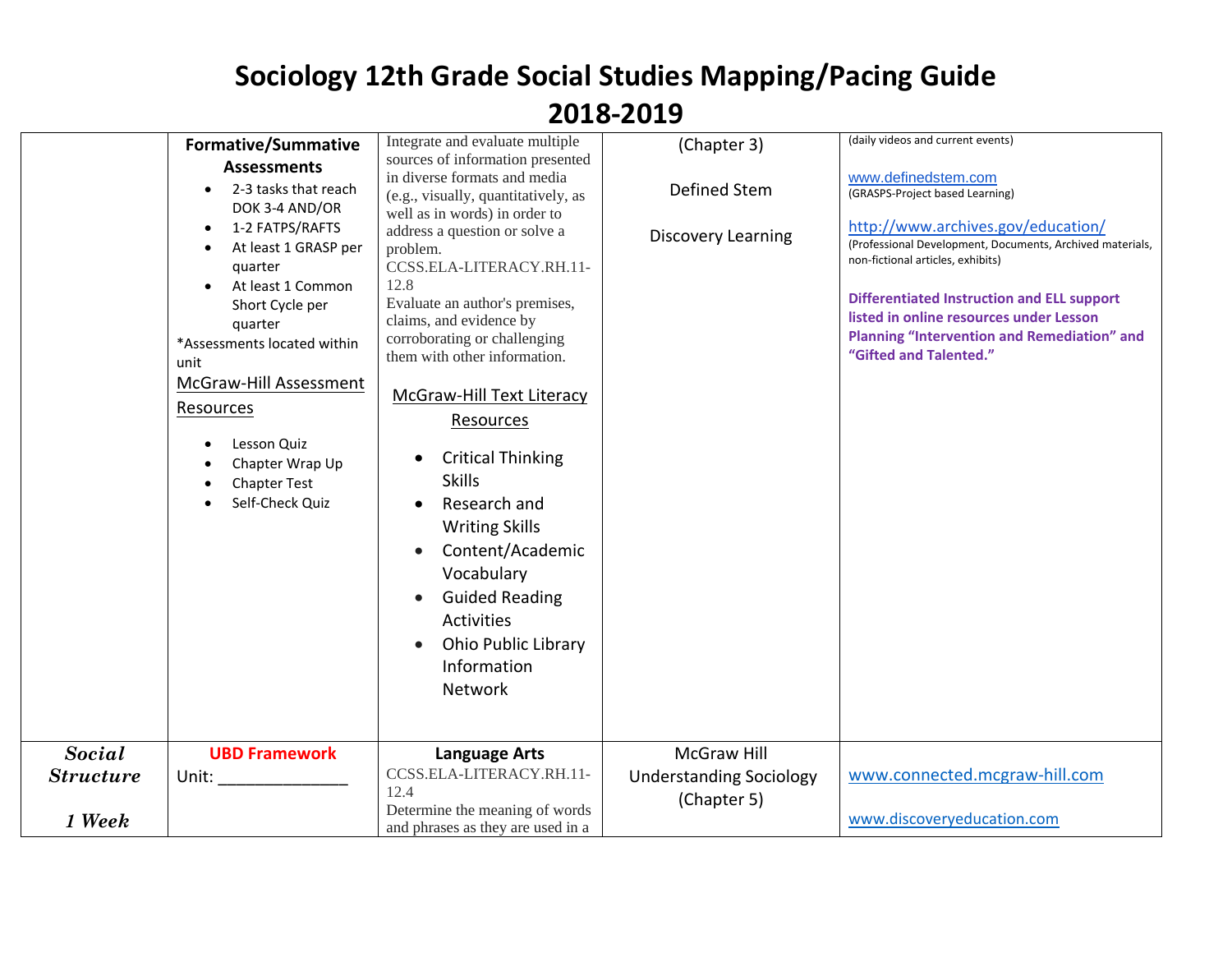# Sociology 12th Grade Social Studies Mapping/Pacing Guide 2018-2019

| | | | | |
|---|---|---|---|---|
| | **Formative/Summative Assessments**<br>• 2-3 tasks that reach DOK 3-4 AND/OR<br>• 1-2 FATPS/RAFTS<br>• At least 1 GRASP per quarter<br>• At least 1 Common Short Cycle per quarter<br>*Assessments located within unit<br>McGraw-Hill Assessment Resources<br>• Lesson Quiz<br>• Chapter Wrap Up<br>• Chapter Test<br>• Self-Check Quiz | Integrate and evaluate multiple sources of information presented in diverse formats and media (e.g., visually, quantitatively, as well as in words) in order to address a question or solve a problem.<br>CCSS.ELA-LITERACY.RH.11-12.8<br>Evaluate an author's premises, claims, and evidence by corroborating or challenging them with other information.<br>McGraw-Hill Text Literacy Resources<br>• Critical Thinking Skills<br>• Research and Writing Skills<br>• Content/Academic Vocabulary<br>• Guided Reading Activities<br>• Ohio Public Library Information Network | (Chapter 3)<br>Defined Stem<br>Discovery Learning | (daily videos and current events)<br>www.definedstem.com<br>(GRASPS-Project based Learning)<br>http://www.archives.gov/education/<br>(Professional Development, Documents, Archived materials, non-fictional articles, exhibits)<br>**Differentiated Instruction and ELL support listed in online resources under Lesson Planning "Intervention and Remediation" and "Gifted and Talented."** |
| ***Social Structure***<br>***1 Week*** | **UBD Framework**<br>Unit: ______________ | **Language Arts**<br>CCSS.ELA-LITERACY.RH.11-12.4<br>Determine the meaning of words and phrases as they are used in a | McGraw Hill Understanding Sociology (Chapter 5) | www.connected.mcgraw-hill.com<br>www.discoveryeducation.com |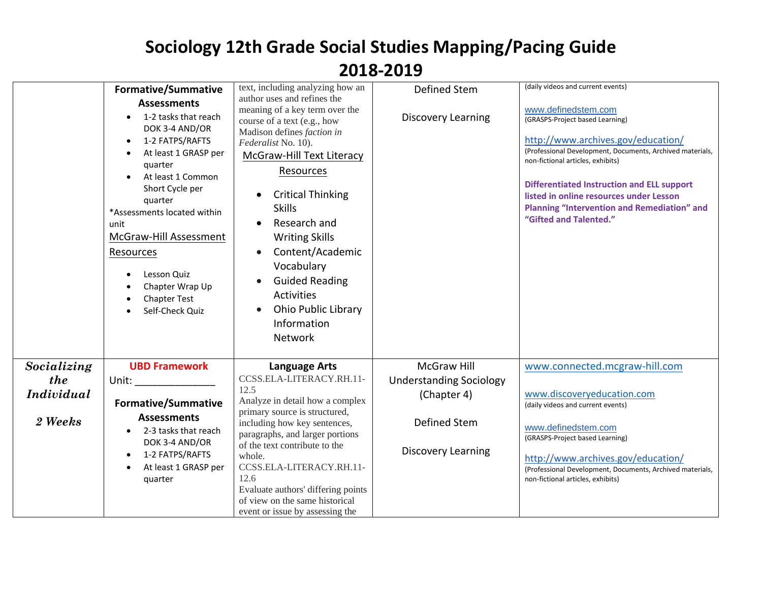# Sociology 12th Grade Social Studies Mapping/Pacing Guide 2018-2019

| | | | | |
|---|---|---|---|---|
| | **Formative/Summative Assessments**<br>• 1-2 tasks that reach DOK 3-4 AND/OR<br>• 1-2 FATPS/RAFTS<br>• At least 1 GRASP per quarter<br>• At least 1 Common Short Cycle per quarter<br>*Assessments located within unit<br>McGraw-Hill Assessment Resources<br>• Lesson Quiz<br>• Chapter Wrap Up<br>• Chapter Test<br>• Self-Check Quiz | text, including analyzing how an author uses and refines the meaning of a key term over the course of a text (e.g., how Madison defines *faction in Federalist* No. 10).<br>McGraw-Hill Text Literacy Resources<br>• Critical Thinking Skills<br>• Research and Writing Skills<br>• Content/Academic Vocabulary<br>• Guided Reading Activities<br>• Ohio Public Library Information Network | Defined Stem<br><br>Discovery Learning | (daily videos and current events)<br><br>www.definedstem.com<br>(GRASPS-Project based Learning)<br><br>http://www.archives.gov/education/<br>(Professional Development, Documents, Archived materials, non-fictional articles, exhibits)<br><br>**Differentiated Instruction and ELL support listed in online resources under Lesson Planning "Intervention and Remediation" and "Gifted and Talented."** |
| ***Socializing the Individual***<br><br>***2 Weeks*** | **UBD Framework**<br>Unit: ______________<br><br>**Formative/Summative Assessments**<br>• 2-3 tasks that reach DOK 3-4 AND/OR<br>• 1-2 FATPS/RAFTS<br>• At least 1 GRASP per quarter | **Language Arts**<br>CCSS.ELA-LITERACY.RH.11-12.5<br>Analyze in detail how a complex primary source is structured, including how key sentences, paragraphs, and larger portions of the text contribute to the whole.<br>CCSS.ELA-LITERACY.RH.11-12.6<br>Evaluate authors' differing points of view on the same historical event or issue by assessing the | McGraw Hill Understanding Sociology (Chapter 4)<br><br>Defined Stem<br><br>Discovery Learning | www.connected.mcgraw-hill.com<br><br>www.discoveryeducation.com<br>(daily videos and current events)<br><br>www.definedstem.com<br>(GRASPS-Project based Learning)<br><br>http://www.archives.gov/education/<br>(Professional Development, Documents, Archived materials, non-fictional articles, exhibits) |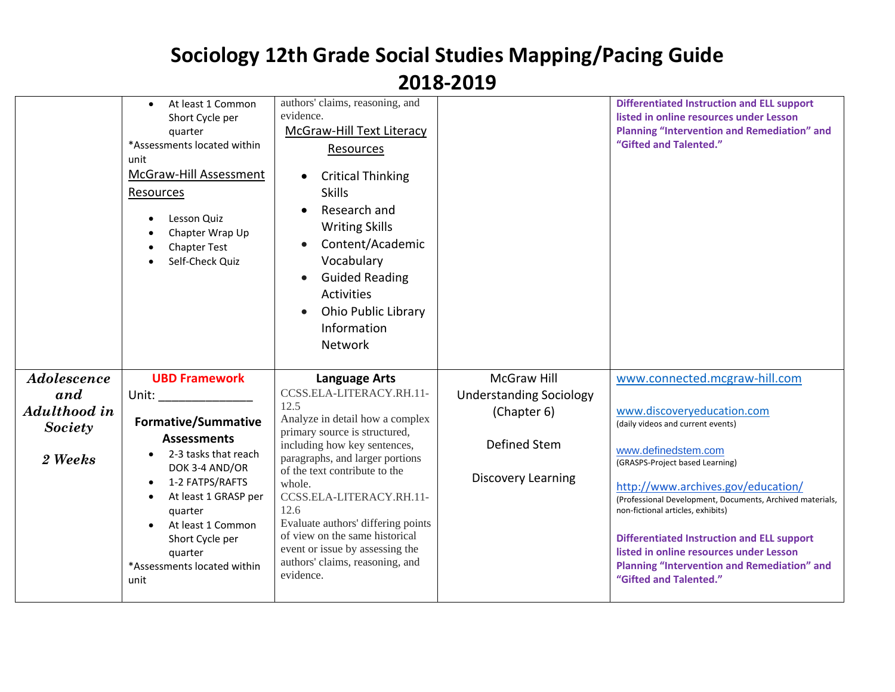# Sociology 12th Grade Social Studies Mapping/Pacing Guide 2018-2019

| | | | | |
|---|---|---|---|---|
| | • At least 1 Common Short Cycle per quarter<br>*Assessments located within unit<br>McGraw-Hill Assessment Resources<br>• Lesson Quiz<br>• Chapter Wrap Up<br>• Chapter Test<br>• Self-Check Quiz | authors' claims, reasoning, and evidence.<br>McGraw-Hill Text Literacy Resources<br>• Critical Thinking Skills<br>• Research and Writing Skills<br>• Content/Academic Vocabulary<br>• Guided Reading Activities<br>• Ohio Public Library Information Network | | **Differentiated Instruction and ELL support listed in online resources under Lesson Planning "Intervention and Remediation" and "Gifted and Talented."** |
| ***Adolescence and Adulthood in Society***<br><br>***2 Weeks*** | **UBD Framework**<br>Unit: ______________<br><br>**Formative/Summative Assessments**<br>• 2-3 tasks that reach DOK 3-4 AND/OR<br>• 1-2 FATPS/RAFTS<br>• At least 1 GRASP per quarter<br>• At least 1 Common Short Cycle per quarter<br>*Assessments located within unit | **Language Arts**<br>CCSS.ELA-LITERACY.RH.11-12.5<br>Analyze in detail how a complex primary source is structured, including how key sentences, paragraphs, and larger portions of the text contribute to the whole.<br>CCSS.ELA-LITERACY.RH.11-12.6<br>Evaluate authors' differing points of view on the same historical event or issue by assessing the authors' claims, reasoning, and evidence. | McGraw Hill Understanding Sociology (Chapter 6)<br><br>Defined Stem<br><br>Discovery Learning | www.connected.mcgraw-hill.com<br><br>www.discoveryeducation.com<br>(daily videos and current events)<br><br>www.definedstem.com<br>(GRASPS-Project based Learning)<br><br>http://www.archives.gov/education/<br>(Professional Development, Documents, Archived materials, non-fictional articles, exhibits)<br><br>**Differentiated Instruction and ELL support listed in online resources under Lesson Planning "Intervention and Remediation" and "Gifted and Talented."** |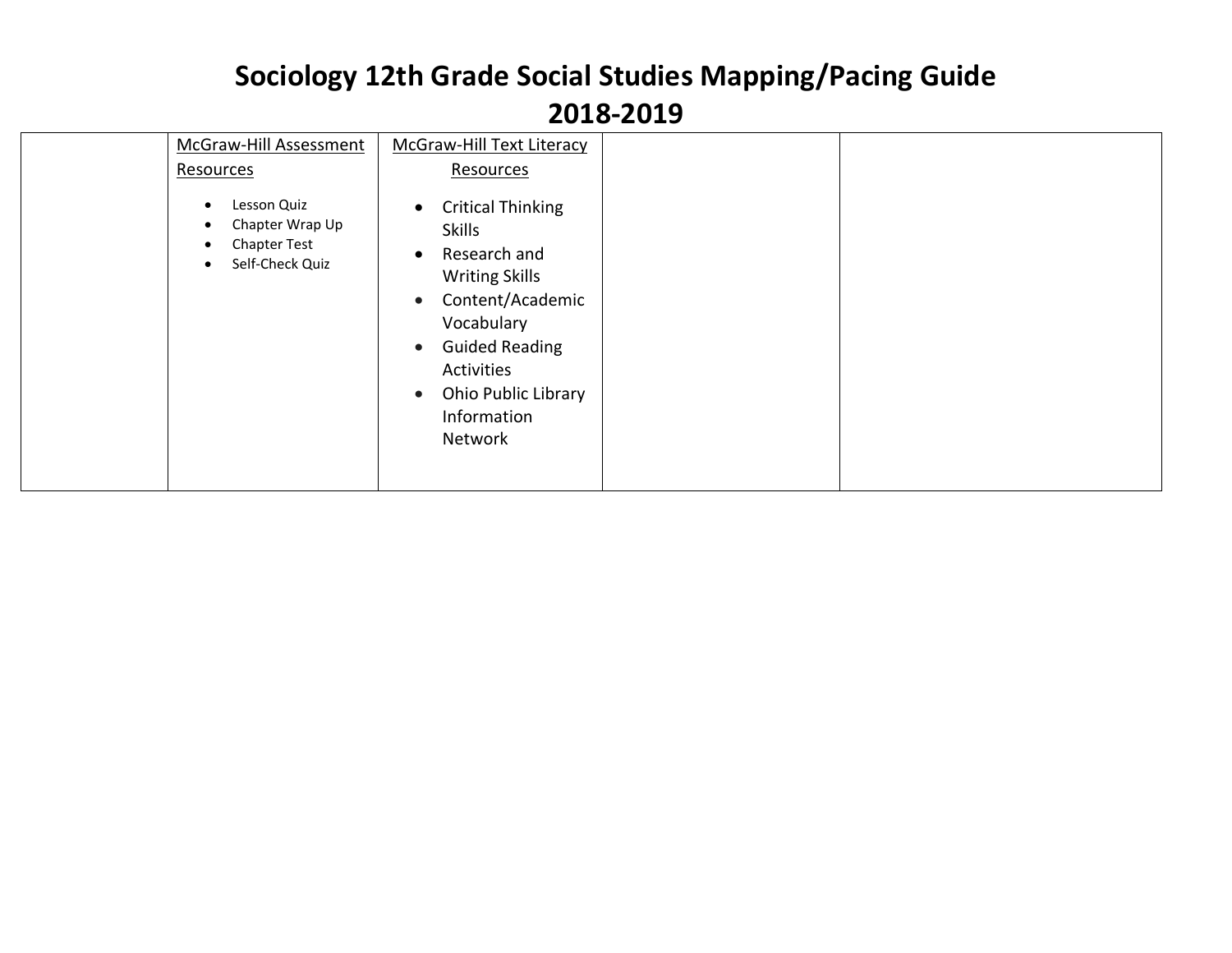# Sociology 12th Grade Social Studies Mapping/Pacing Guide
# 2018-2019

| | | | | |
|---|---|---|---|---|
| | McGraw-Hill Assessment Resources<br>• Lesson Quiz<br>• Chapter Wrap Up<br>• Chapter Test<br>• Self-Check Quiz | McGraw-Hill Text Literacy Resources<br>• Critical Thinking Skills<br>• Research and Writing Skills<br>• Content/Academic Vocabulary<br>• Guided Reading Activities<br>• Ohio Public Library Information Network | | |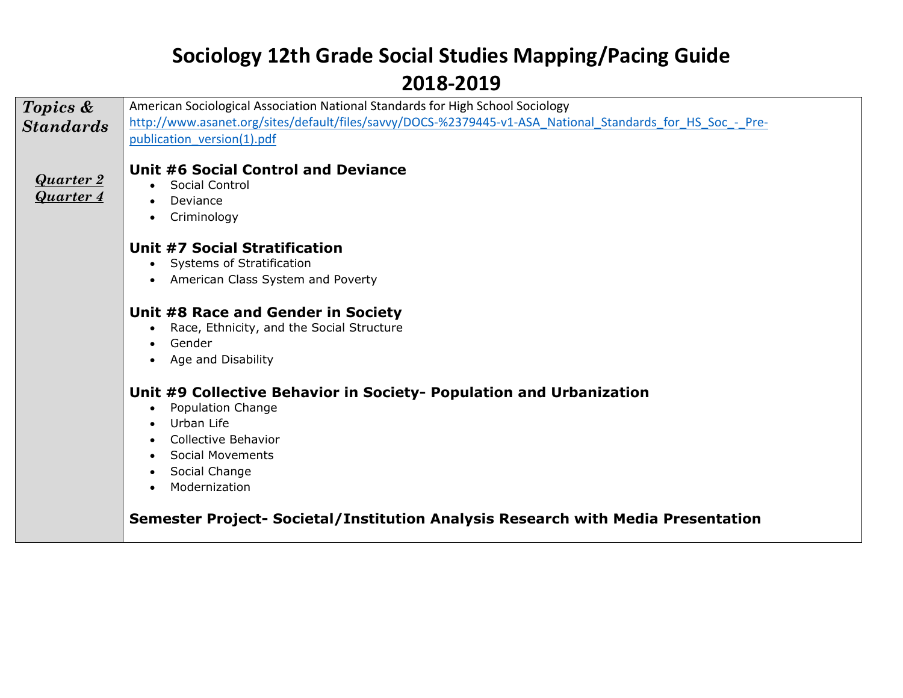# Sociology 12th Grade Social Studies Mapping/Pacing Guide
# 2018-2019

| ***Topics & Standards*** | American Sociological Association National Standards for High School Sociology<br>http://www.asanet.org/sites/default/files/savvy/DOCS-%2379445-v1-ASA_National_Standards_for_HS_Soc_-_Pre-publication_version(1).pdf |
|---|---|
| ***Quarter 2***<br>***Quarter 4*** | **Unit #6 Social Control and Deviance**<br>• Social Control<br>• Deviance<br>• Criminology<br><br>**Unit #7 Social Stratification**<br>• Systems of Stratification<br>• American Class System and Poverty<br><br>**Unit #8 Race and Gender in Society**<br>• Race, Ethnicity, and the Social Structure<br>• Gender<br>• Age and Disability<br><br>**Unit #9 Collective Behavior in Society- Population and Urbanization**<br>• Population Change<br>• Urban Life<br>• Collective Behavior<br>• Social Movements<br>• Social Change<br>• Modernization<br><br>**Semester Project- Societal/Institution Analysis Research with Media Presentation** |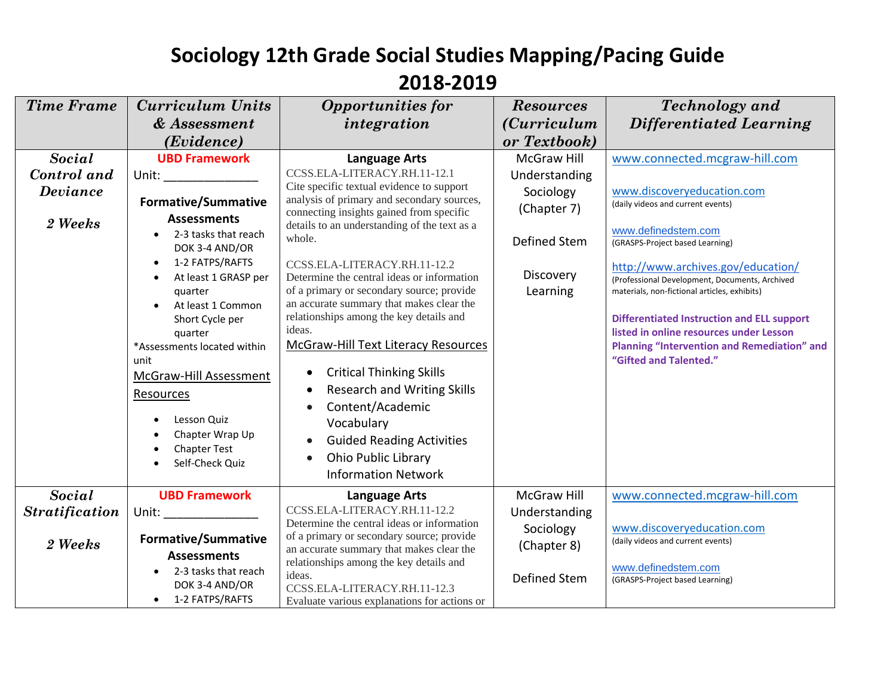# Sociology 12th Grade Social Studies Mapping/Pacing Guide
## 2018-2019

| *Time Frame* | *Curriculum Units & Assessment (Evidence)* | *Opportunities for integration* | *Resources (Curriculum or Textbook)* | *Technology and Differentiated Learning* |
|---|---|---|---|---|
| ***Social Control and Deviance***<br><br>***2 Weeks*** | **UBD Framework**<br>Unit: ______________<br><br>**Formative/Summative Assessments**<br>• 2-3 tasks that reach DOK 3-4 AND/OR<br>• 1-2 FATPS/RAFTS<br>• At least 1 GRASP per quarter<br>• At least 1 Common Short Cycle per quarter<br>*Assessments located within unit<br>McGraw-Hill Assessment Resources<br>• Lesson Quiz<br>• Chapter Wrap Up<br>• Chapter Test<br>• Self-Check Quiz | **Language Arts**<br>CCSS.ELA-LITERACY.RH.11-12.1<br>Cite specific textual evidence to support analysis of primary and secondary sources, connecting insights gained from specific details to an understanding of the text as a whole.<br><br>CCSS.ELA-LITERACY.RH.11-12.2<br>Determine the central ideas or information of a primary or secondary source; provide an accurate summary that makes clear the relationships among the key details and ideas.<br>McGraw-Hill Text Literacy Resources<br>• Critical Thinking Skills<br>• Research and Writing Skills<br>• Content/Academic Vocabulary<br>• Guided Reading Activities<br>• Ohio Public Library Information Network | McGraw Hill Understanding Sociology (Chapter 7)<br><br>Defined Stem<br><br>Discovery Learning | www.connected.mcgraw-hill.com<br><br>www.discoveryeducation.com<br>(daily videos and current events)<br><br>www.definedstem.com<br>(GRASPS-Project based Learning)<br><br>http://www.archives.gov/education/<br>(Professional Development, Documents, Archived materials, non-fictional articles, exhibits)<br><br>**Differentiated Instruction and ELL support listed in online resources under Lesson Planning "Intervention and Remediation" and "Gifted and Talented."** |
| ***Social Stratification***<br><br>***2 Weeks*** | **UBD Framework**<br>Unit: ______________<br><br>**Formative/Summative Assessments**<br>• 2-3 tasks that reach DOK 3-4 AND/OR<br>• 1-2 FATPS/RAFTS | **Language Arts**<br>CCSS.ELA-LITERACY.RH.11-12.2<br>Determine the central ideas or information of a primary or secondary source; provide an accurate summary that makes clear the relationships among the key details and ideas.<br>CCSS.ELA-LITERACY.RH.11-12.3<br>Evaluate various explanations for actions or | McGraw Hill Understanding Sociology (Chapter 8)<br><br>Defined Stem | www.connected.mcgraw-hill.com<br><br>www.discoveryeducation.com<br>(daily videos and current events)<br><br>www.definedstem.com<br>(GRASPS-Project based Learning) |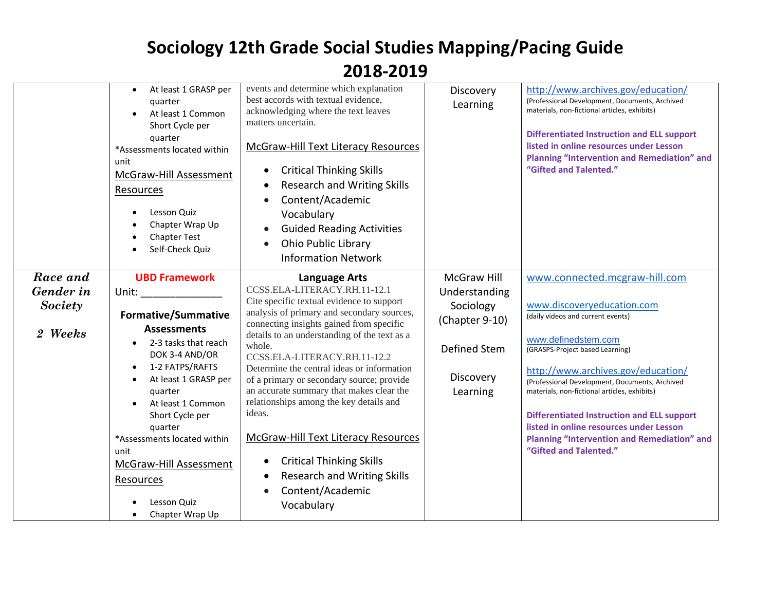# Sociology 12th Grade Social Studies Mapping/Pacing Guide

## 2018-2019

| | | | | |
|---|---|---|---|---|
| | • At least 1 GRASP per quarter<br>• At least 1 Common Short Cycle per quarter<br>*Assessments located within unit<br>McGraw-Hill Assessment Resources<br>• Lesson Quiz<br>• Chapter Wrap Up<br>• Chapter Test<br>• Self-Check Quiz | events and determine which explanation best accords with textual evidence, acknowledging where the text leaves matters uncertain.<br>McGraw-Hill Text Literacy Resources<br>• Critical Thinking Skills<br>• Research and Writing Skills<br>• Content/Academic Vocabulary<br>• Guided Reading Activities<br>• Ohio Public Library Information Network | Discovery Learning | http://www.archives.gov/education/<br>(Professional Development, Documents, Archived materials, non-fictional articles, exhibits)<br>**Differentiated Instruction and ELL support listed in online resources under Lesson Planning "Intervention and Remediation" and "Gifted and Talented."** |
| ***Race and Gender in Society***<br>***2 Weeks*** | **UBD Framework**<br>Unit: ______________<br>**Formative/Summative Assessments**<br>• 2-3 tasks that reach DOK 3-4 AND/OR<br>• 1-2 FATPS/RAFTS<br>• At least 1 GRASP per quarter<br>• At least 1 Common Short Cycle per quarter<br>*Assessments located within unit<br>McGraw-Hill Assessment Resources<br>• Lesson Quiz<br>• Chapter Wrap Up | **Language Arts**<br>CCSS.ELA-LITERACY.RH.11-12.1<br>Cite specific textual evidence to support analysis of primary and secondary sources, connecting insights gained from specific details to an understanding of the text as a whole.<br>CCSS.ELA-LITERACY.RH.11-12.2<br>Determine the central ideas or information of a primary or secondary source; provide an accurate summary that makes clear the relationships among the key details and ideas.<br>McGraw-Hill Text Literacy Resources<br>• Critical Thinking Skills<br>• Research and Writing Skills<br>• Content/Academic Vocabulary | McGraw Hill Understanding Sociology (Chapter 9-10)<br>Defined Stem<br>Discovery Learning | www.connected.mcgraw-hill.com<br>www.discoveryeducation.com<br>(daily videos and current events)<br>www.definedstem.com<br>(GRASPS-Project based Learning)<br>http://www.archives.gov/education/<br>(Professional Development, Documents, Archived materials, non-fictional articles, exhibits)<br>**Differentiated Instruction and ELL support listed in online resources under Lesson Planning "Intervention and Remediation" and "Gifted and Talented."** |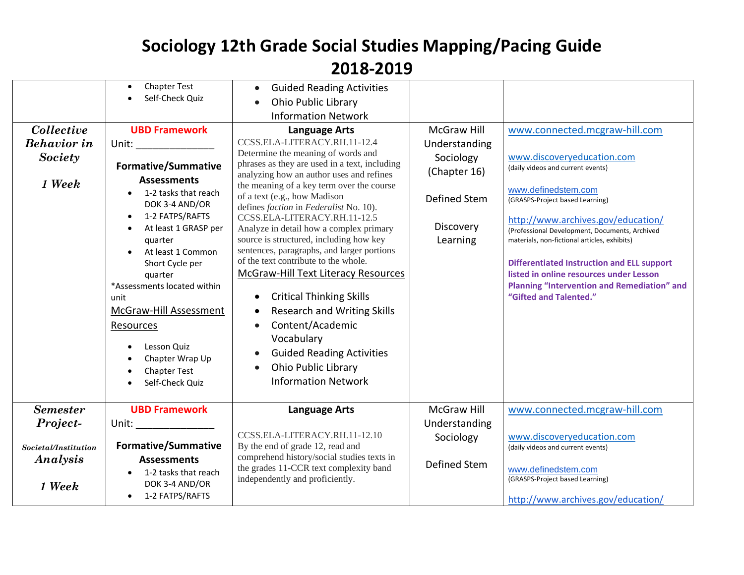# Sociology 12th Grade Social Studies Mapping/Pacing Guide 2018-2019

| | | | | |
|---|---|---|---|---|
| | • Chapter Test<br>• Self-Check Quiz | • Guided Reading Activities<br>• Ohio Public Library Information Network | | |
| ***Collective Behavior in Society***<br><br>***1 Week*** | **UBD Framework**<br>Unit: ______________<br><br>**Formative/Summative Assessments**<br>• 1-2 tasks that reach DOK 3-4 AND/OR<br>• 1-2 FATPS/RAFTS<br>• At least 1 GRASP per quarter<br>• At least 1 Common Short Cycle per quarter<br>*Assessments located within unit<br>McGraw-Hill Assessment Resources<br><br>• Lesson Quiz<br>• Chapter Wrap Up<br>• Chapter Test<br>• Self-Check Quiz | **Language Arts**<br>CCSS.ELA-LITERACY.RH.11-12.4<br>Determine the meaning of words and phrases as they are used in a text, including analyzing how an author uses and refines the meaning of a key term over the course of a text (e.g., how Madison defines *faction* in *Federalist* No. 10).<br>CCSS.ELA-LITERACY.RH.11-12.5<br>Analyze in detail how a complex primary source is structured, including how key sentences, paragraphs, and larger portions of the text contribute to the whole.<br>McGraw-Hill Text Literacy Resources<br><br>• Critical Thinking Skills<br>• Research and Writing Skills<br>• Content/Academic Vocabulary<br>• Guided Reading Activities<br>• Ohio Public Library Information Network | McGraw Hill Understanding Sociology (Chapter 16)<br><br>Defined Stem<br><br>Discovery Learning | www.connected.mcgraw-hill.com<br><br>www.discoveryeducation.com<br>(daily videos and current events)<br><br>www.definedstem.com<br>(GRASPS-Project based Learning)<br><br>http://www.archives.gov/education/<br>(Professional Development, Documents, Archived materials, non-fictional articles, exhibits)<br><br>**Differentiated Instruction and ELL support listed in online resources under Lesson Planning "Intervention and Remediation" and "Gifted and Talented."** |
| ***Semester Project-***<br><br>***Societal/Institution Analysis***<br><br>***1 Week*** | **UBD Framework**<br>Unit: ______________<br><br>**Formative/Summative Assessments**<br>• 1-2 tasks that reach DOK 3-4 AND/OR<br>• 1-2 FATPS/RAFTS | **Language Arts**<br><br>CCSS.ELA-LITERACY.RH.11-12.10<br>By the end of grade 12, read and comprehend history/social studies texts in the grades 11-CCR text complexity band independently and proficiently. | McGraw Hill Understanding Sociology<br><br>Defined Stem | www.connected.mcgraw-hill.com<br><br>www.discoveryeducation.com<br>(daily videos and current events)<br><br>www.definedstem.com<br>(GRASPS-Project based Learning)<br><br>http://www.archives.gov/education/ |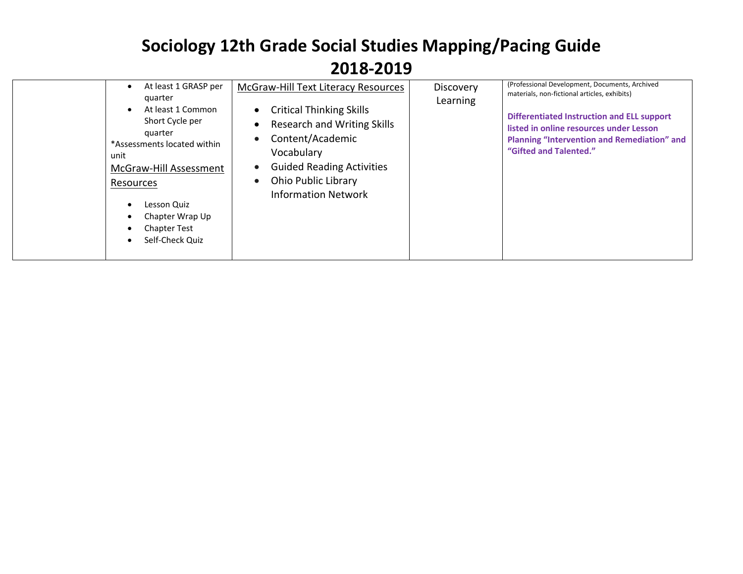# Sociology 12th Grade Social Studies Mapping/Pacing Guide 2018-2019

| | | | | |
|---|---|---|---|---|
| | • At least 1 GRASP per quarter<br>• At least 1 Common Short Cycle per quarter<br>*Assessments located within unit<br>McGraw-Hill Assessment Resources<br>• Lesson Quiz<br>• Chapter Wrap Up<br>• Chapter Test<br>• Self-Check Quiz | McGraw-Hill Text Literacy Resources<br>• Critical Thinking Skills<br>• Research and Writing Skills<br>• Content/Academic Vocabulary<br>• Guided Reading Activities<br>• Ohio Public Library Information Network | Discovery Learning | (Professional Development, Documents, Archived materials, non-fictional articles, exhibits)<br>**Differentiated Instruction and ELL support listed in online resources under Lesson Planning "Intervention and Remediation" and "Gifted and Talented."** |